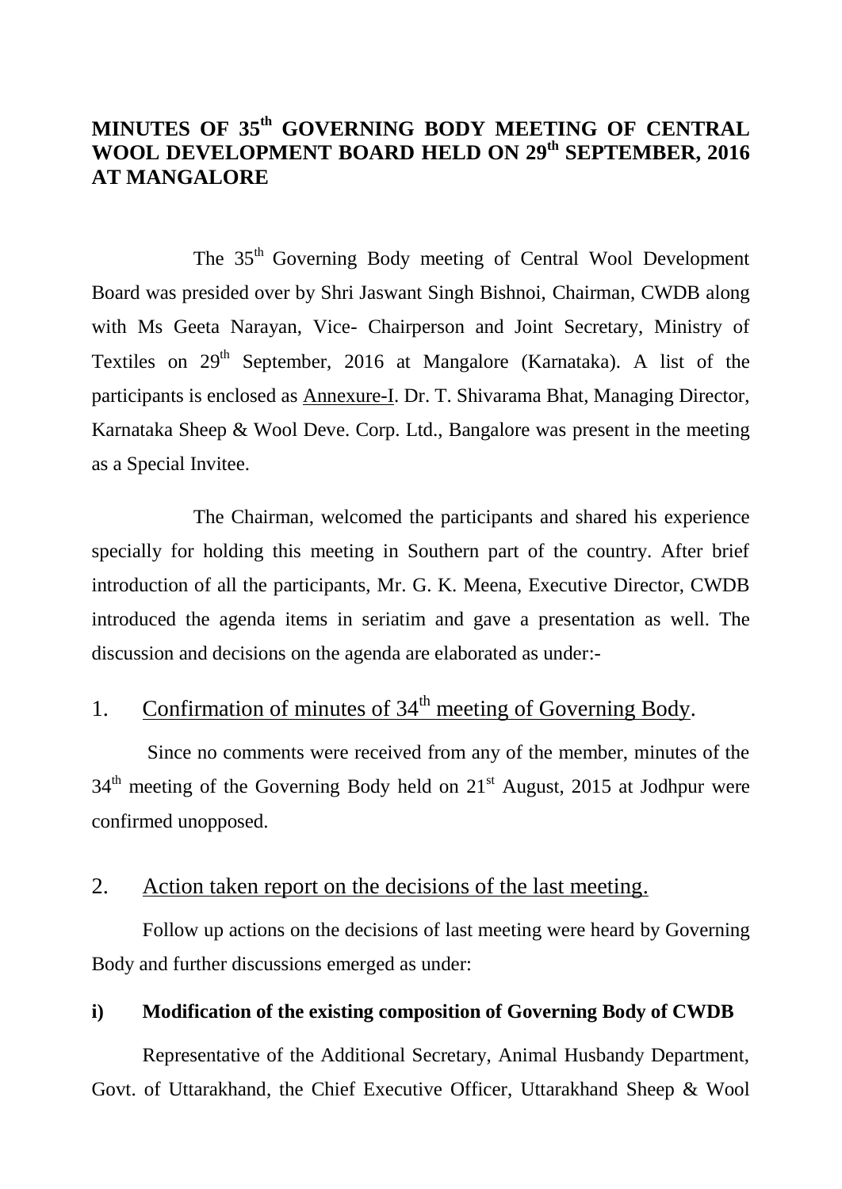# MINUTES OF 35th GOVERNING BODY MEETING OF CENTRAL WOOL DEVELOPMENT BOARD HELD ON 29th SEPTEMBER, 2016 AT MANGALORE

The 35th Governing Body meeting of Central Wool Development Board was presided over by Shri Jaswant Singh Bishnoi, Chairman, CWDB along with Ms Geeta Narayan, Vice- Chairperson and Joint Secretary, Ministry of Textiles on 29th September, 2016 at Mangalore (Karnataka). A list of the participants is enclosed as Annexure-I. Dr. T. Shivarama Bhat, Managing Director, Karnataka Sheep & Wool Deve. Corp. Ltd., Bangalore was present in the meeting as a Special Invitee.

The Chairman, welcomed the participants and shared his experience specially for holding this meeting in Southern part of the country. After brief introduction of all the participants, Mr. G. K. Meena, Executive Director, CWDB introduced the agenda items in seriatim and gave a presentation as well. The discussion and decisions on the agenda are elaborated as under:-

## 1. Confirmation of minutes of 34th meeting of Governing Body.

Since no comments were received from any of the member, minutes of the 34th meeting of the Governing Body held on 21st August, 2015 at Jodhpur were confirmed unopposed.

## 2. Action taken report on the decisions of the last meeting.

Follow up actions on the decisions of last meeting were heard by Governing Body and further discussions emerged as under:

**i) Modification of the existing composition of Governing Body of CWDB**

Representative of the Additional Secretary, Animal Husbandy Department, Govt. of Uttarakhand, the Chief Executive Officer, Uttarakhand Sheep & Wool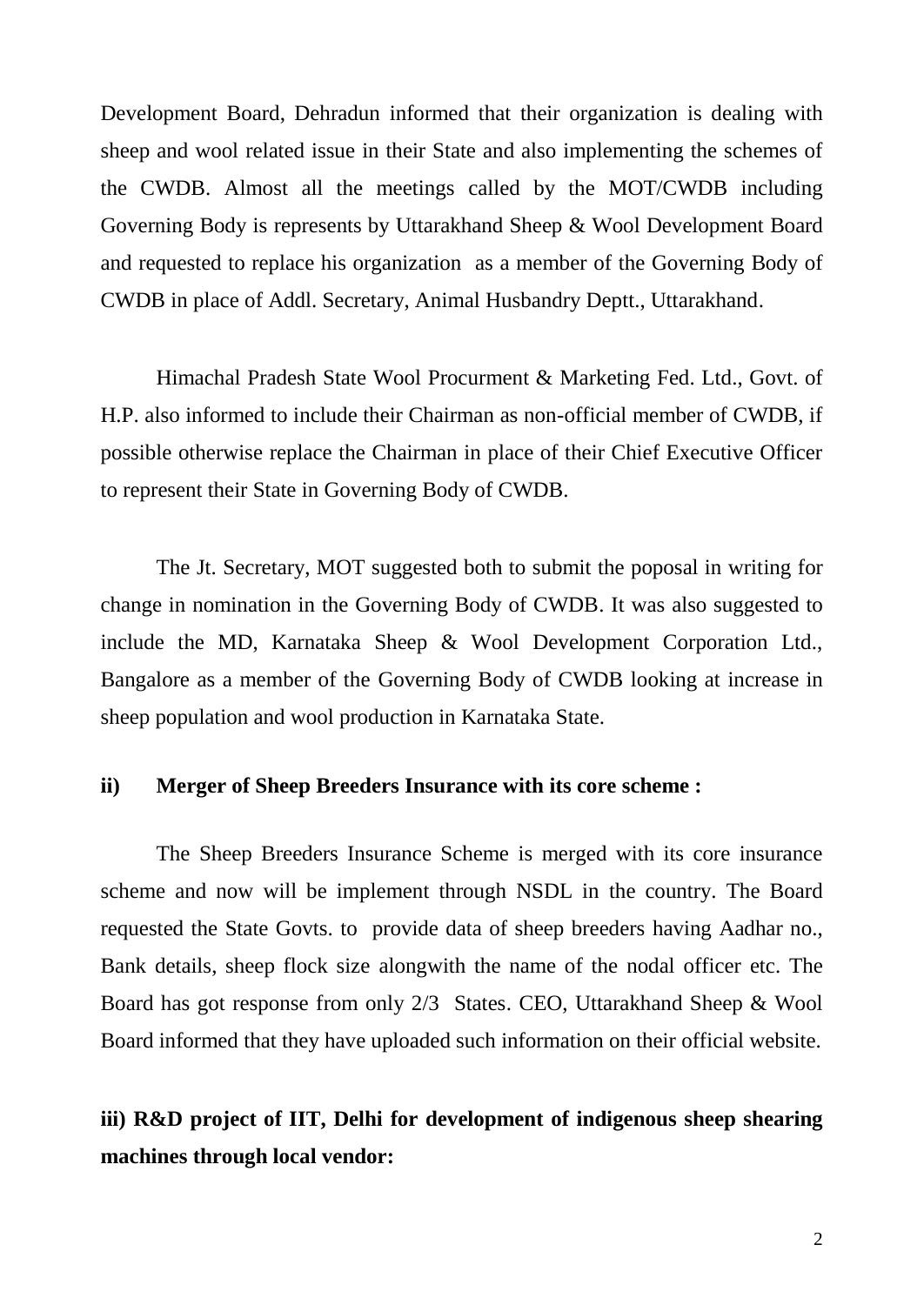Development Board, Dehradun informed that their organization is dealing with sheep and wool related issue in their State and also implementing the schemes of the CWDB. Almost all the meetings called by the MOT/CWDB including Governing Body is represents by Uttarakhand Sheep & Wool Development Board and requested to replace his organization as a member of the Governing Body of CWDB in place of Addl. Secretary, Animal Husbandry Deptt., Uttarakhand.

Himachal Pradesh State Wool Procurment & Marketing Fed. Ltd., Govt. of H.P. also informed to include their Chairman as non-official member of CWDB, if possible otherwise replace the Chairman in place of their Chief Executive Officer to represent their State in Governing Body of CWDB.

The Jt. Secretary, MOT suggested both to submit the poposal in writing for change in nomination in the Governing Body of CWDB. It was also suggested to include the MD, Karnataka Sheep & Wool Development Corporation Ltd., Bangalore as a member of the Governing Body of CWDB looking at increase in sheep population and wool production in Karnataka State.

**ii) Merger of Sheep Breeders Insurance with its core scheme :**

The Sheep Breeders Insurance Scheme is merged with its core insurance scheme and now will be implement through NSDL in the country. The Board requested the State Govts. to provide data of sheep breeders having Aadhar no., Bank details, sheep flock size alongwith the name of the nodal officer etc. The Board has got response from only 2/3 States. CEO, Uttarakhand Sheep & Wool Board informed that they have uploaded such information on their official website.

**iii) R&D project of IIT, Delhi for development of indigenous sheep shearing machines through local vendor:**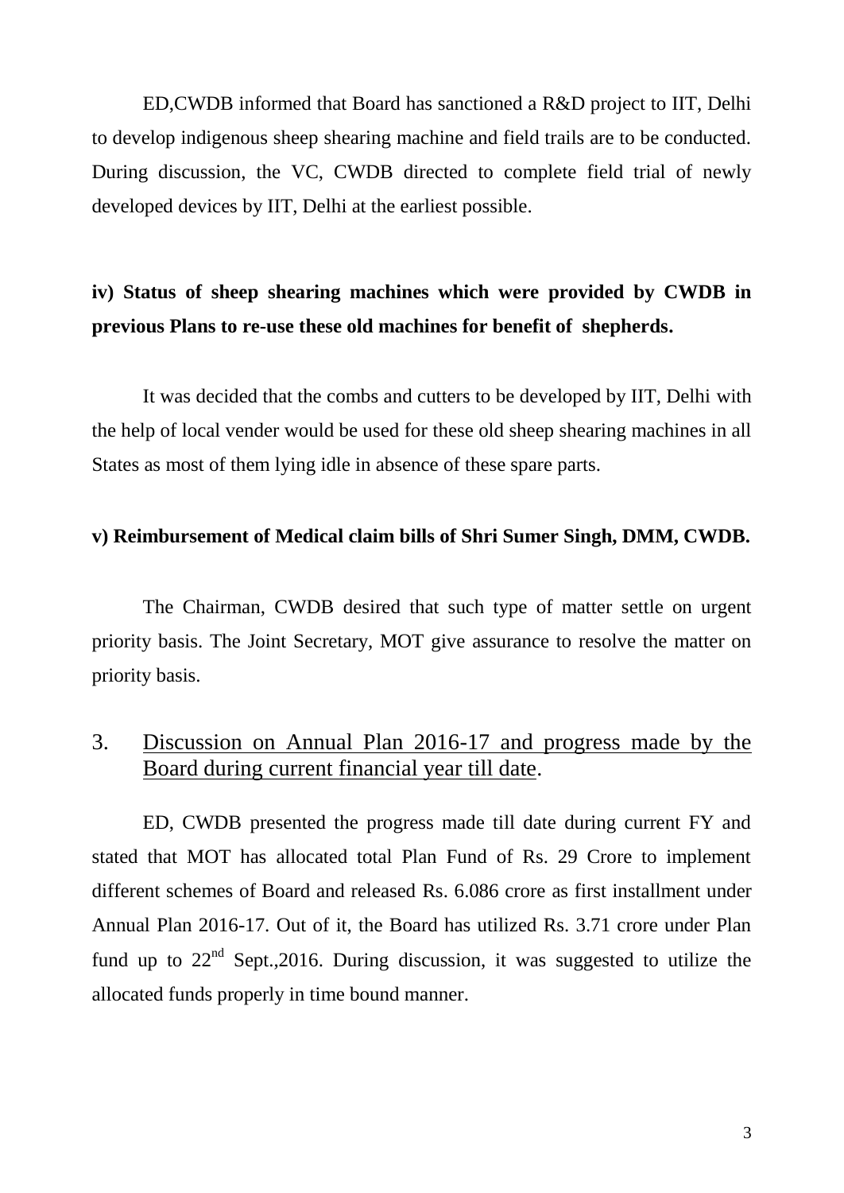ED,CWDB informed that Board has sanctioned a R&D project to IIT, Delhi to develop indigenous sheep shearing machine and field trails are to be conducted. During discussion, the VC, CWDB directed to complete field trial of newly developed devices by IIT, Delhi at the earliest possible.

**iv) Status of sheep shearing machines which were provided by CWDB in previous Plans to re-use these old machines for benefit of shepherds.**

It was decided that the combs and cutters to be developed by IIT, Delhi with the help of local vender would be used for these old sheep shearing machines in all States as most of them lying idle in absence of these spare parts.

**v) Reimbursement of Medical claim bills of Shri Sumer Singh, DMM, CWDB.**

The Chairman, CWDB desired that such type of matter settle on urgent priority basis. The Joint Secretary, MOT give assurance to resolve the matter on priority basis.

## 3. Discussion on Annual Plan 2016-17 and progress made by the Board during current financial year till date.

ED, CWDB presented the progress made till date during current FY and stated that MOT has allocated total Plan Fund of Rs. 29 Crore to implement different schemes of Board and released Rs. 6.086 crore as first installment under Annual Plan 2016-17. Out of it, the Board has utilized Rs. 3.71 crore under Plan fund up to 22nd Sept.,2016. During discussion, it was suggested to utilize the allocated funds properly in time bound manner.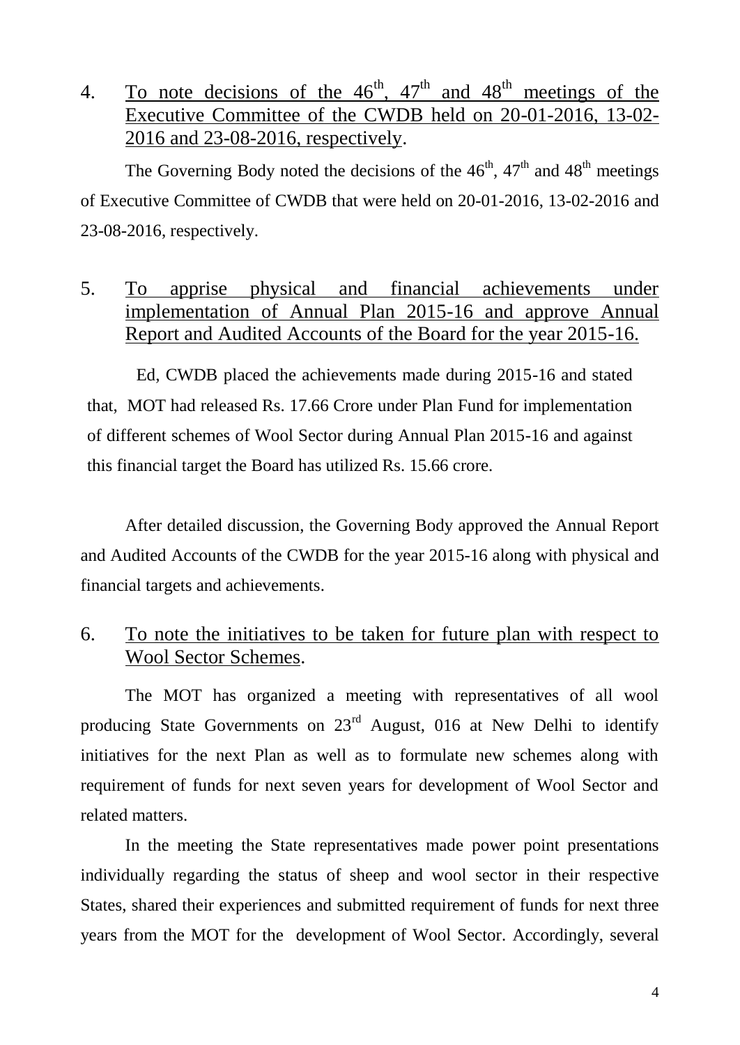4. <u>To note decisions of the 46th, 47th and 48th meetings of the Executive Committee of the CWDB held on 20-01-2016, 13-02-2016 and 23-08-2016, respectively</u>.

The Governing Body noted the decisions of the 46th, 47th and 48th meetings of Executive Committee of CWDB that were held on 20-01-2016, 13-02-2016 and 23-08-2016, respectively.

5. <u>To apprise physical and financial achievements under implementation of Annual Plan 2015-16 and approve Annual Report and Audited Accounts of the Board for the year 2015-16.</u>

Ed, CWDB placed the achievements made during 2015-16 and stated that, MOT had released Rs. 17.66 Crore under Plan Fund for implementation of different schemes of Wool Sector during Annual Plan 2015-16 and against this financial target the Board has utilized Rs. 15.66 crore.

After detailed discussion, the Governing Body approved the Annual Report and Audited Accounts of the CWDB for the year 2015-16 along with physical and financial targets and achievements.

6. <u>To note the initiatives to be taken for future plan with respect to Wool Sector Schemes</u>.

The MOT has organized a meeting with representatives of all wool producing State Governments on 23rd August, 016 at New Delhi to identify initiatives for the next Plan as well as to formulate new schemes along with requirement of funds for next seven years for development of Wool Sector and related matters.

In the meeting the State representatives made power point presentations individually regarding the status of sheep and wool sector in their respective States, shared their experiences and submitted requirement of funds for next three years from the MOT for the development of Wool Sector. Accordingly, several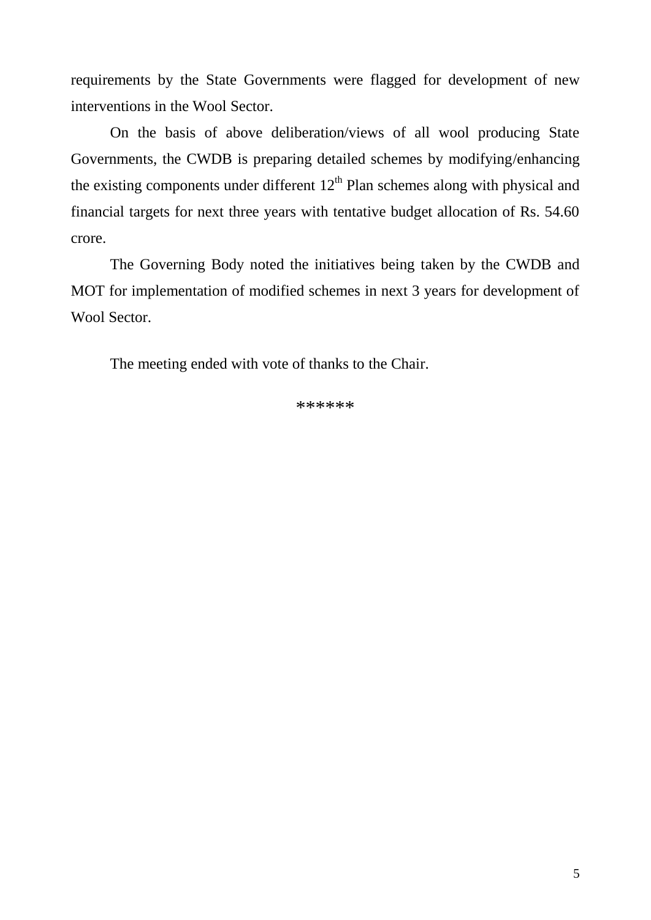requirements by the State Governments were flagged for development of new interventions in the Wool Sector.

On the basis of above deliberation/views of all wool producing State Governments, the CWDB is preparing detailed schemes by modifying/enhancing the existing components under different 12th Plan schemes along with physical and financial targets for next three years with tentative budget allocation of Rs. 54.60 crore.

The Governing Body noted the initiatives being taken by the CWDB and MOT for implementation of modified schemes in next 3 years for development of Wool Sector.

The meeting ended with vote of thanks to the Chair.

******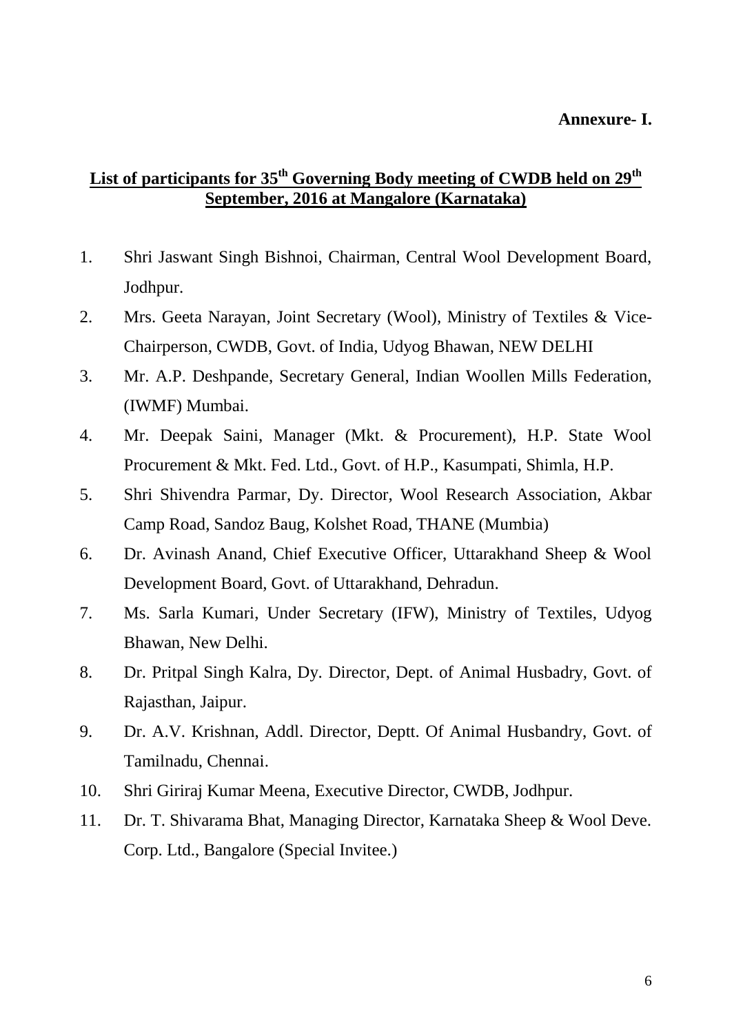**Annexure- I.**

**List of participants for 35th Governing Body meeting of CWDB held on 29th September, 2016 at Mangalore (Karnataka)**

1. Shri Jaswant Singh Bishnoi, Chairman, Central Wool Development Board, Jodhpur.
2. Mrs. Geeta Narayan, Joint Secretary (Wool), Ministry of Textiles & Vice-Chairperson, CWDB, Govt. of India, Udyog Bhawan, NEW DELHI
3. Mr. A.P. Deshpande, Secretary General, Indian Woollen Mills Federation, (IWMF) Mumbai.
4. Mr. Deepak Saini, Manager (Mkt. & Procurement), H.P. State Wool Procurement & Mkt. Fed. Ltd., Govt. of H.P., Kasumpati, Shimla, H.P.
5. Shri Shivendra Parmar, Dy. Director, Wool Research Association, Akbar Camp Road, Sandoz Baug, Kolshet Road, THANE (Mumbia)
6. Dr. Avinash Anand, Chief Executive Officer, Uttarakhand Sheep & Wool Development Board, Govt. of Uttarakhand, Dehradun.
7. Ms. Sarla Kumari, Under Secretary (IFW), Ministry of Textiles, Udyog Bhawan, New Delhi.
8. Dr. Pritpal Singh Kalra, Dy. Director, Dept. of Animal Husbadry, Govt. of Rajasthan, Jaipur.
9. Dr. A.V. Krishnan, Addl. Director, Deptt. Of Animal Husbandry, Govt. of Tamilnadu, Chennai.
10. Shri Giriraj Kumar Meena, Executive Director, CWDB, Jodhpur.
11. Dr. T. Shivarama Bhat, Managing Director, Karnataka Sheep & Wool Deve. Corp. Ltd., Bangalore (Special Invitee.)